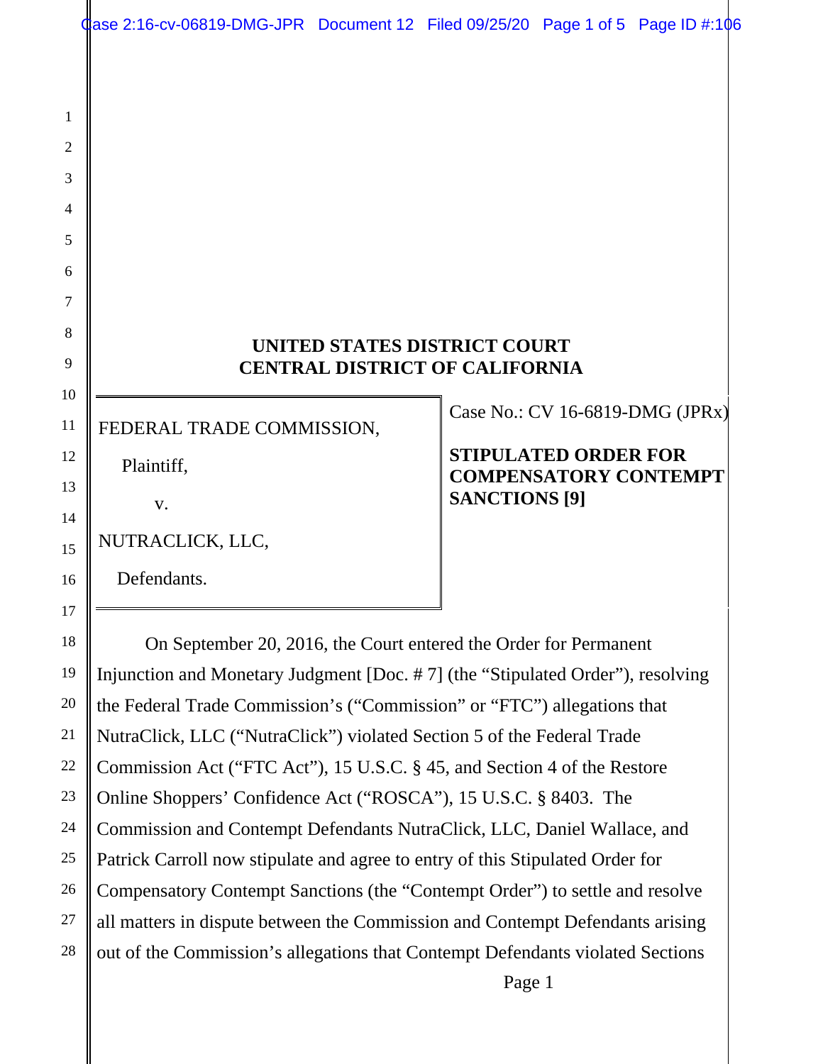# UNITED STATES DISTRICT COURT
# CENTRAL DISTRICT OF CALIFORNIA

| | |
|---|---|
| FEDERAL TRADE COMMISSION,<br><br>Plaintiff,<br><br>v.<br><br>NUTRACLICK, LLC,<br><br>Defendants. | Case No.: CV 16-6819-DMG (JPRx)<br><br>**STIPULATED ORDER FOR COMPENSATORY CONTEMPT SANCTIONS [9]** |

On September 20, 2016, the Court entered the Order for Permanent Injunction and Monetary Judgment [Doc. # 7] (the "Stipulated Order"), resolving the Federal Trade Commission's ("Commission" or "FTC") allegations that NutraClick, LLC ("NutraClick") violated Section 5 of the Federal Trade Commission Act ("FTC Act"), 15 U.S.C. § 45, and Section 4 of the Restore Online Shoppers' Confidence Act ("ROSCA"), 15 U.S.C. § 8403. The Commission and Contempt Defendants NutraClick, LLC, Daniel Wallace, and Patrick Carroll now stipulate and agree to entry of this Stipulated Order for Compensatory Contempt Sanctions (the "Contempt Order") to settle and resolve all matters in dispute between the Commission and Contempt Defendants arising out of the Commission's allegations that Contempt Defendants violated Sections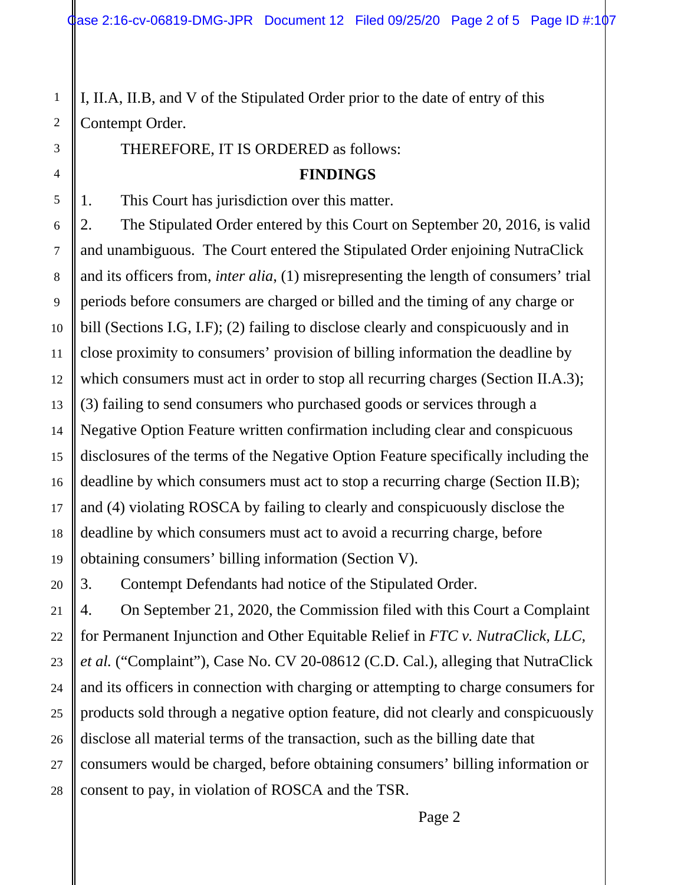I, II.A, II.B, and V of the Stipulated Order prior to the date of entry of this Contempt Order.

THEREFORE, IT IS ORDERED as follows:

**FINDINGS**

1. This Court has jurisdiction over this matter.

2. The Stipulated Order entered by this Court on September 20, 2016, is valid and unambiguous. The Court entered the Stipulated Order enjoining NutraClick and its officers from, *inter alia*, (1) misrepresenting the length of consumers' trial periods before consumers are charged or billed and the timing of any charge or bill (Sections I.G, I.F); (2) failing to disclose clearly and conspicuously and in close proximity to consumers' provision of billing information the deadline by which consumers must act in order to stop all recurring charges (Section II.A.3); (3) failing to send consumers who purchased goods or services through a Negative Option Feature written confirmation including clear and conspicuous disclosures of the terms of the Negative Option Feature specifically including the deadline by which consumers must act to stop a recurring charge (Section II.B); and (4) violating ROSCA by failing to clearly and conspicuously disclose the deadline by which consumers must act to avoid a recurring charge, before obtaining consumers' billing information (Section V).

3. Contempt Defendants had notice of the Stipulated Order.

4. On September 21, 2020, the Commission filed with this Court a Complaint for Permanent Injunction and Other Equitable Relief in *FTC v. NutraClick, LLC, et al.* ("Complaint"), Case No. CV 20-08612 (C.D. Cal.), alleging that NutraClick and its officers in connection with charging or attempting to charge consumers for products sold through a negative option feature, did not clearly and conspicuously disclose all material terms of the transaction, such as the billing date that consumers would be charged, before obtaining consumers' billing information or consent to pay, in violation of ROSCA and the TSR.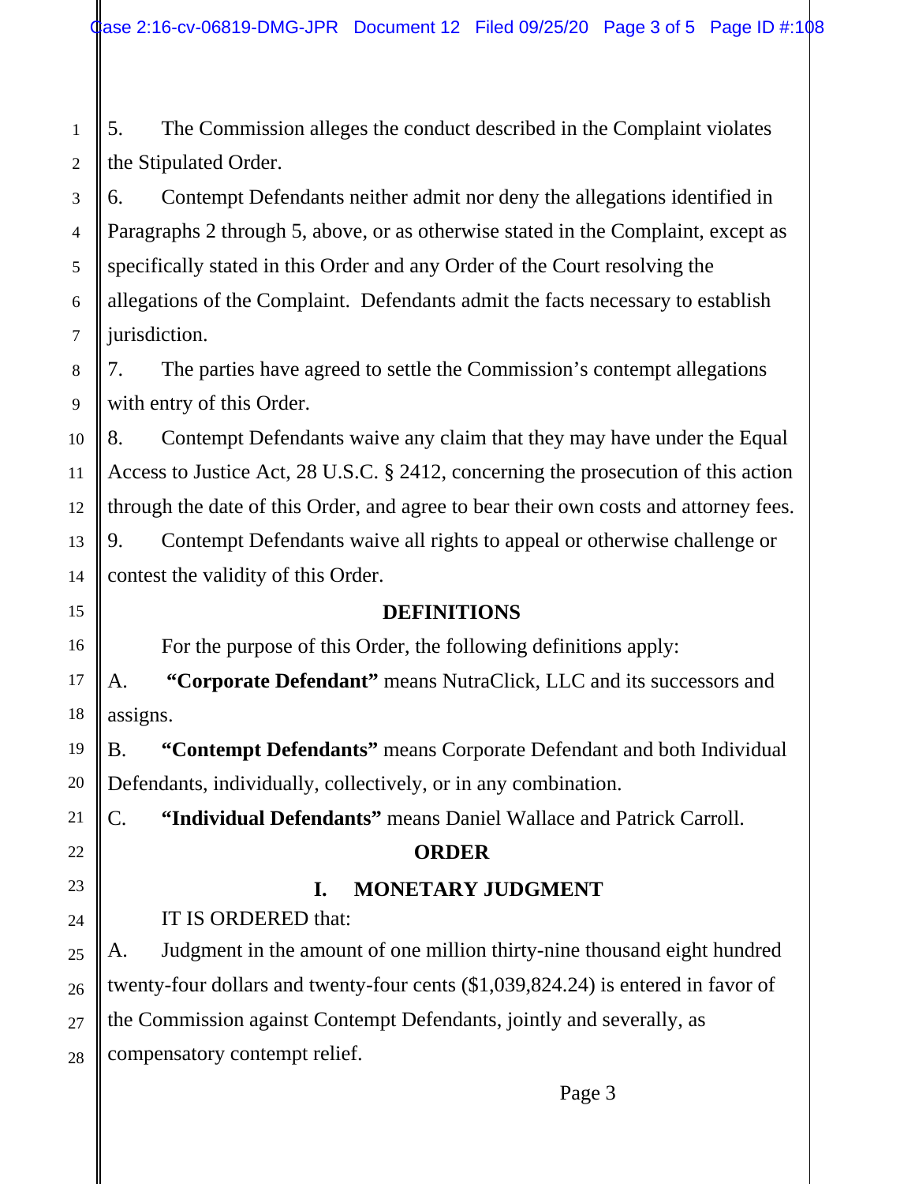5. The Commission alleges the conduct described in the Complaint violates the Stipulated Order.

6. Contempt Defendants neither admit nor deny the allegations identified in Paragraphs 2 through 5, above, or as otherwise stated in the Complaint, except as specifically stated in this Order and any Order of the Court resolving the allegations of the Complaint. Defendants admit the facts necessary to establish jurisdiction.

7. The parties have agreed to settle the Commission's contempt allegations with entry of this Order.

8. Contempt Defendants waive any claim that they may have under the Equal Access to Justice Act, 28 U.S.C. § 2412, concerning the prosecution of this action through the date of this Order, and agree to bear their own costs and attorney fees.

9. Contempt Defendants waive all rights to appeal or otherwise challenge or contest the validity of this Order.

## DEFINITIONS

For the purpose of this Order, the following definitions apply:

A. **"Corporate Defendant"** means NutraClick, LLC and its successors and assigns.

B. **"Contempt Defendants"** means Corporate Defendant and both Individual Defendants, individually, collectively, or in any combination.

C. **"Individual Defendants"** means Daniel Wallace and Patrick Carroll.

## ORDER

### I. MONETARY JUDGMENT

IT IS ORDERED that:

A. Judgment in the amount of one million thirty-nine thousand eight hundred twenty-four dollars and twenty-four cents ($1,039,824.24) is entered in favor of the Commission against Contempt Defendants, jointly and severally, as compensatory contempt relief.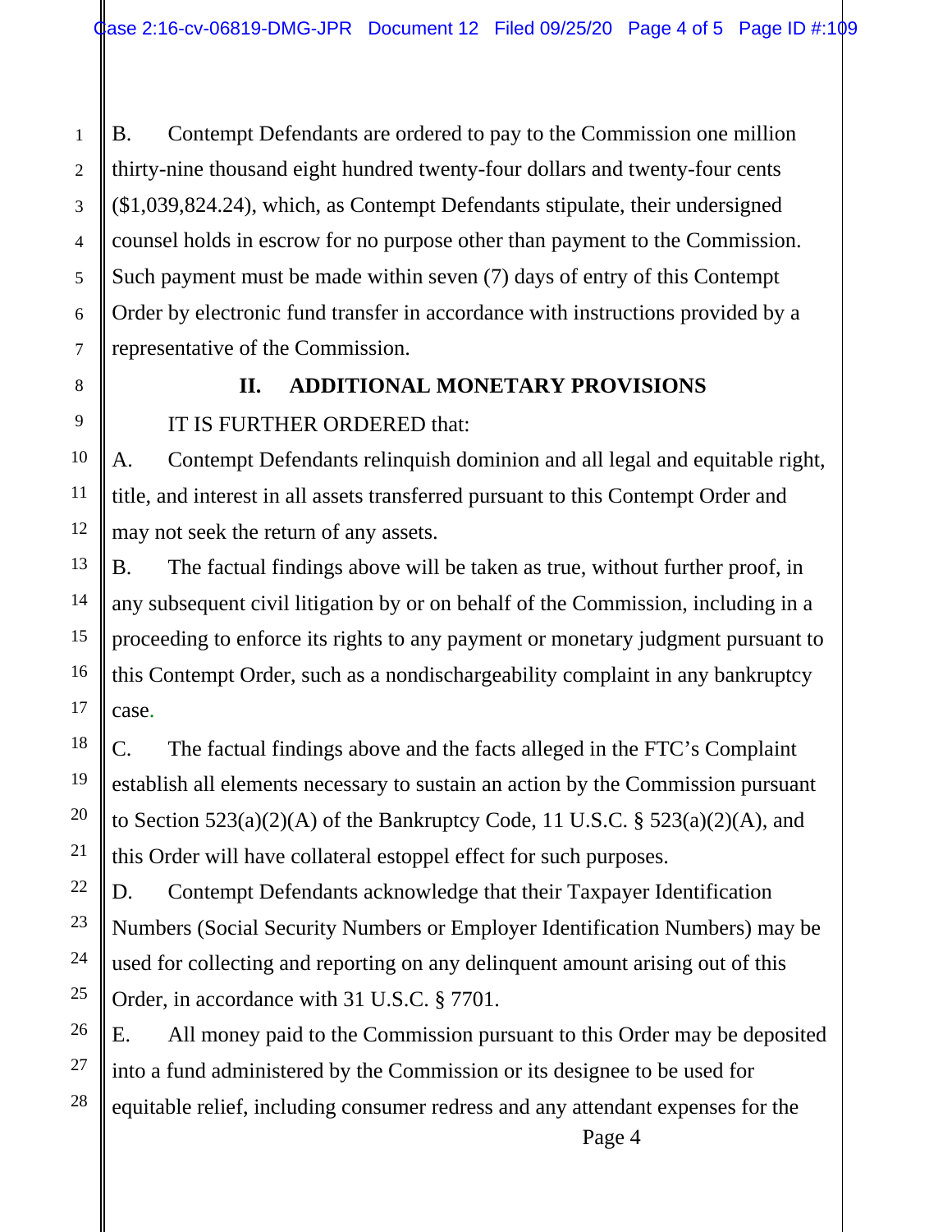B. Contempt Defendants are ordered to pay to the Commission one million thirty-nine thousand eight hundred twenty-four dollars and twenty-four cents ($1,039,824.24), which, as Contempt Defendants stipulate, their undersigned counsel holds in escrow for no purpose other than payment to the Commission. Such payment must be made within seven (7) days of entry of this Contempt Order by electronic fund transfer in accordance with instructions provided by a representative of the Commission.

## II. ADDITIONAL MONETARY PROVISIONS

IT IS FURTHER ORDERED that:

A. Contempt Defendants relinquish dominion and all legal and equitable right, title, and interest in all assets transferred pursuant to this Contempt Order and may not seek the return of any assets.

B. The factual findings above will be taken as true, without further proof, in any subsequent civil litigation by or on behalf of the Commission, including in a proceeding to enforce its rights to any payment or monetary judgment pursuant to this Contempt Order, such as a nondischargeability complaint in any bankruptcy case.

C. The factual findings above and the facts alleged in the FTC's Complaint establish all elements necessary to sustain an action by the Commission pursuant to Section 523(a)(2)(A) of the Bankruptcy Code, 11 U.S.C. § 523(a)(2)(A), and this Order will have collateral estoppel effect for such purposes.

D. Contempt Defendants acknowledge that their Taxpayer Identification Numbers (Social Security Numbers or Employer Identification Numbers) may be used for collecting and reporting on any delinquent amount arising out of this Order, in accordance with 31 U.S.C. § 7701.

E. All money paid to the Commission pursuant to this Order may be deposited into a fund administered by the Commission or its designee to be used for equitable relief, including consumer redress and any attendant expenses for the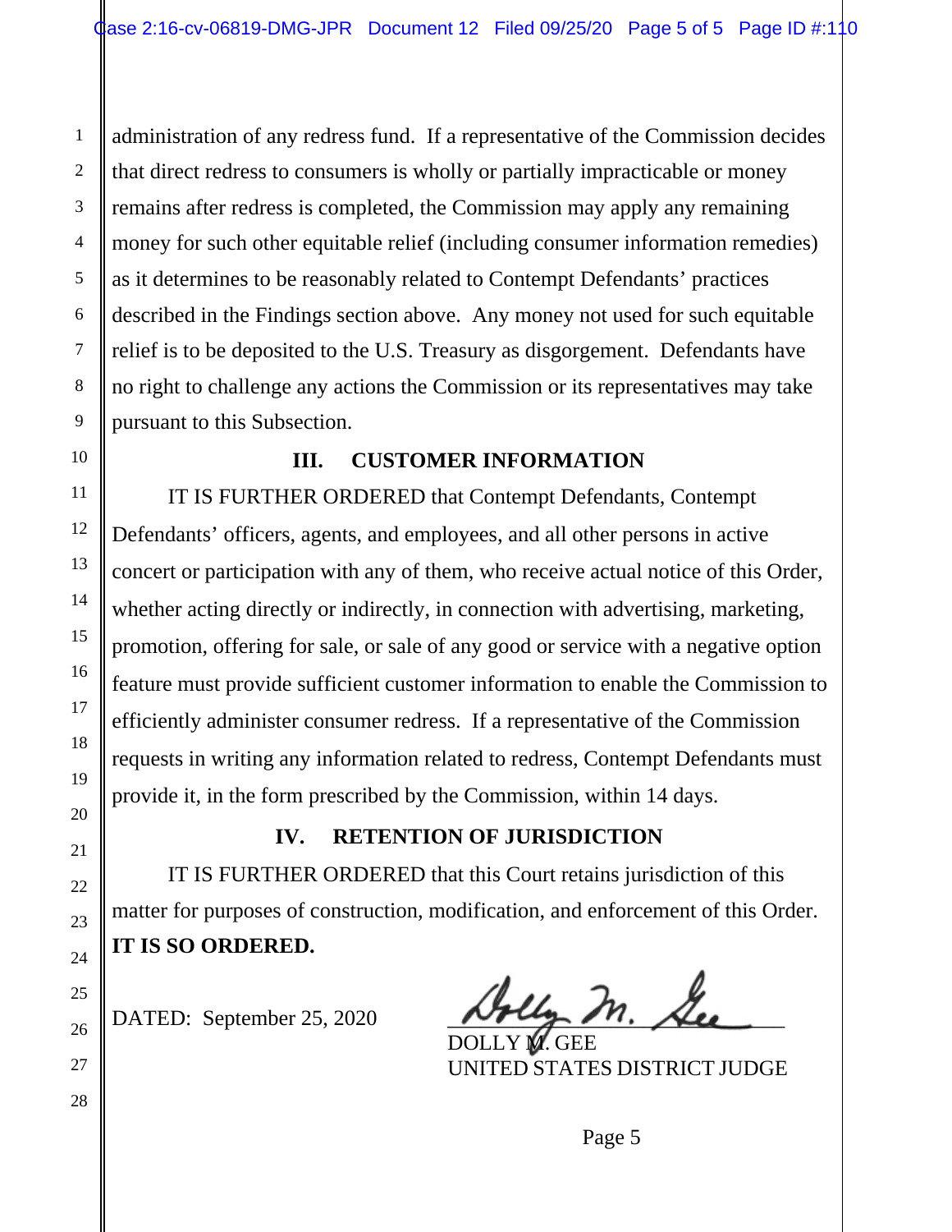administration of any redress fund. If a representative of the Commission decides that direct redress to consumers is wholly or partially impracticable or money remains after redress is completed, the Commission may apply any remaining money for such other equitable relief (including consumer information remedies) as it determines to be reasonably related to Contempt Defendants' practices described in the Findings section above. Any money not used for such equitable relief is to be deposited to the U.S. Treasury as disgorgement. Defendants have no right to challenge any actions the Commission or its representatives may take pursuant to this Subsection.

## III. CUSTOMER INFORMATION

IT IS FURTHER ORDERED that Contempt Defendants, Contempt Defendants' officers, agents, and employees, and all other persons in active concert or participation with any of them, who receive actual notice of this Order, whether acting directly or indirectly, in connection with advertising, marketing, promotion, offering for sale, or sale of any good or service with a negative option feature must provide sufficient customer information to enable the Commission to efficiently administer consumer redress. If a representative of the Commission requests in writing any information related to redress, Contempt Defendants must provide it, in the form prescribed by the Commission, within 14 days.

## IV. RETENTION OF JURISDICTION

IT IS FURTHER ORDERED that this Court retains jurisdiction of this matter for purposes of construction, modification, and enforcement of this Order.

**IT IS SO ORDERED.**

DATED: September 25, 2020

DOLLY M. GEE
UNITED STATES DISTRICT JUDGE